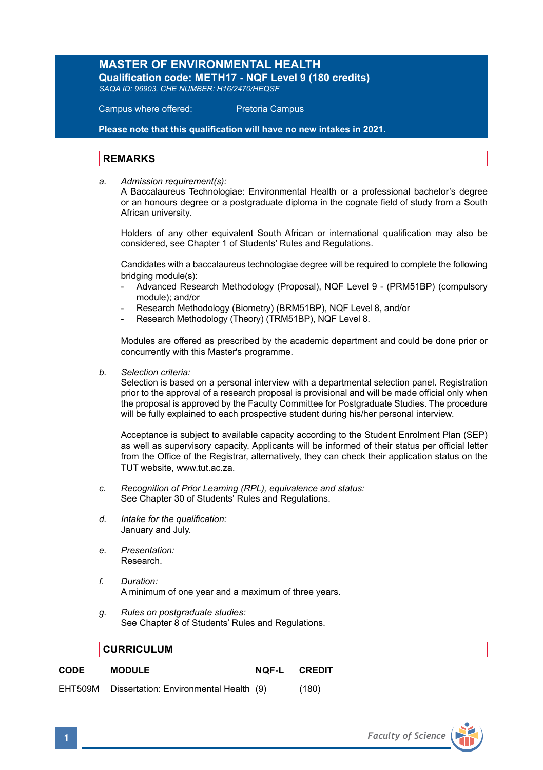# MASTER OF ENVIRONMENTAL HEALTH

**Qualification code: METH17 - NQF Level 9 (180 credits)**

*SAQA ID: 96903, CHE NUMBER: H16/2470/HEQSF*

Campus where offered: Pretoria Campus

**Please note that this qualification will have no new intakes in 2021.**

## REMARKS

a. *Admission requirement(s):*
A Baccalaureus Technologiae: Environmental Health or a professional bachelor's degree or an honours degree or a postgraduate diploma in the cognate field of study from a South African university.

Holders of any other equivalent South African or international qualification may also be considered, see Chapter 1 of Students' Rules and Regulations.

Candidates with a baccalaureus technologiae degree will be required to complete the following bridging module(s):
- Advanced Research Methodology (Proposal), NQF Level 9 - (PRM51BP) (compulsory module); and/or
- Research Methodology (Biometry) (BRM51BP), NQF Level 8, and/or
- Research Methodology (Theory) (TRM51BP), NQF Level 8.

Modules are offered as prescribed by the academic department and could be done prior or concurrently with this Master's programme.

b. *Selection criteria:*
Selection is based on a personal interview with a departmental selection panel. Registration prior to the approval of a research proposal is provisional and will be made official only when the proposal is approved by the Faculty Committee for Postgraduate Studies. The procedure will be fully explained to each prospective student during his/her personal interview.

Acceptance is subject to available capacity according to the Student Enrolment Plan (SEP) as well as supervisory capacity. Applicants will be informed of their status per official letter from the Office of the Registrar, alternatively, they can check their application status on the TUT website, www.tut.ac.za.

c. *Recognition of Prior Learning (RPL), equivalence and status:*
See Chapter 30 of Students' Rules and Regulations.

d. *Intake for the qualification:*
January and July.

e. *Presentation:*
Research.

f. *Duration:*
A minimum of one year and a maximum of three years.

g. *Rules on postgraduate studies:*
See Chapter 8 of Students' Rules and Regulations.

## CURRICULUM

| CODE | MODULE | NQF-L | CREDIT |
|---|---|---|---|
| EHT509M | Dissertation: Environmental Health | (9) | (180) |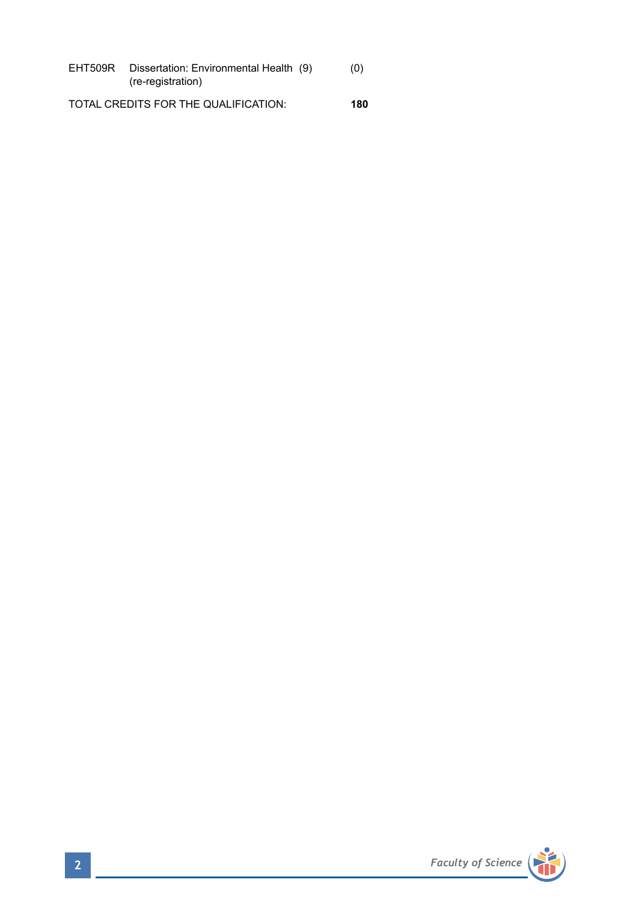| | | | |
|---|---|---|---|
| EHT509R | Dissertation: Environmental Health (re-registration) | (9) | (0) |
| TOTAL CREDITS FOR THE QUALIFICATION: | | | **180** |